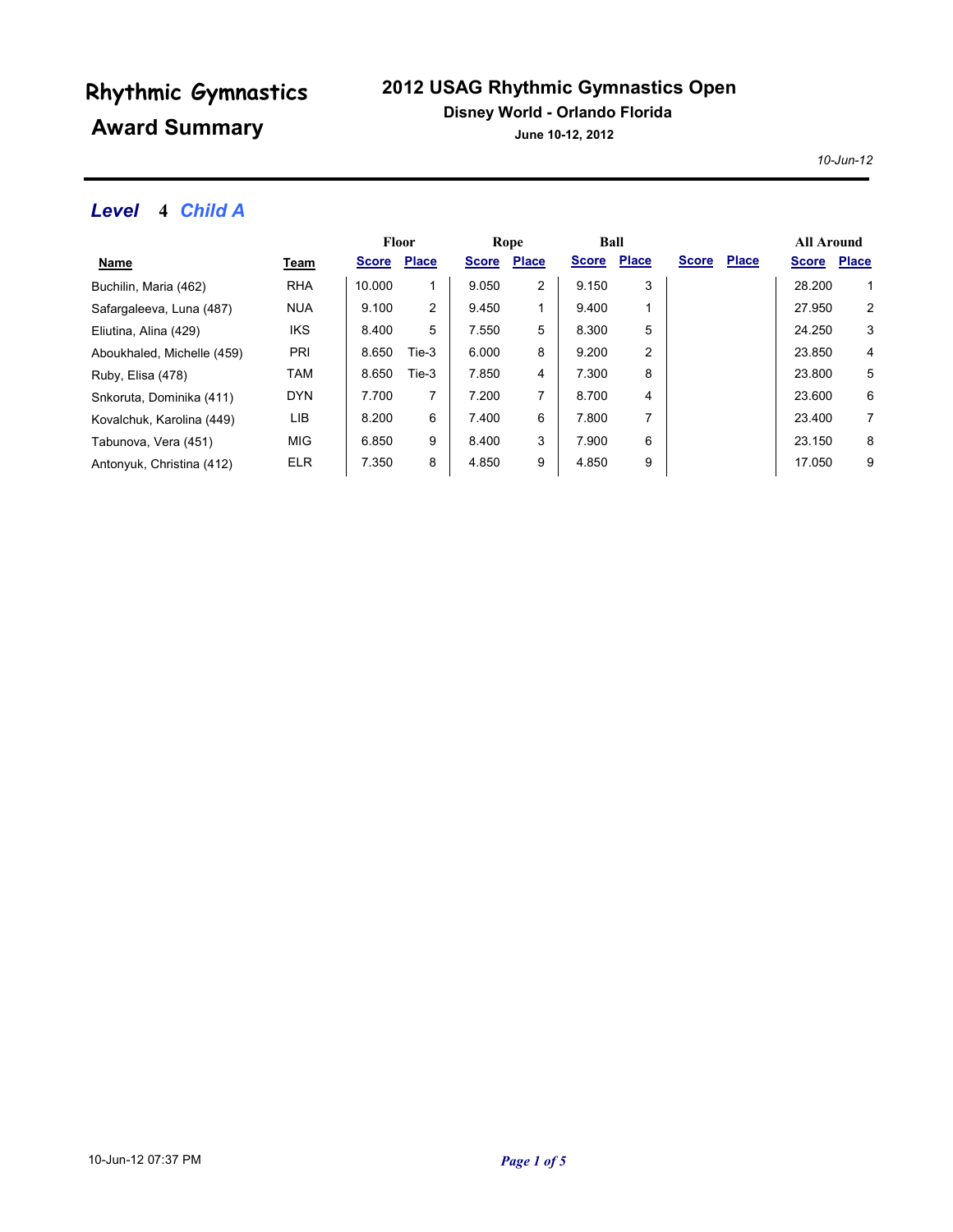# Rhythmic Gymnastics Award Summary

## 2012 USAG Rhythmic Gymnastics Open

**Disney World - Orlando Florida**

**June 10-12, 2012**

*10-Jun-12*

### *Level* 4 *Child A*

| | | Floor | | Rope | | Ball | | | | All Around | |
|---|---|---|---|---|---|---|---|---|---|---|---|
| **Name** | **Team** | **Score** | **Place** | **Score** | **Place** | **Score** | **Place** | **Score** | **Place** | **Score** | **Place** |
| Buchilin, Maria (462) | RHA | 10.000 | 1 | 9.050 | 2 | 9.150 | 3 | | | 28.200 | 1 |
| Safargaleeva, Luna (487) | NUA | 9.100 | 2 | 9.450 | 1 | 9.400 | 1 | | | 27.950 | 2 |
| Eliutina, Alina (429) | IKS | 8.400 | 5 | 7.550 | 5 | 8.300 | 5 | | | 24.250 | 3 |
| Aboukhaled, Michelle (459) | PRI | 8.650 | Tie-3 | 6.000 | 8 | 9.200 | 2 | | | 23.850 | 4 |
| Ruby, Elisa (478) | TAM | 8.650 | Tie-3 | 7.850 | 4 | 7.300 | 8 | | | 23.800 | 5 |
| Snkoruta, Dominika (411) | DYN | 7.700 | 7 | 7.200 | 7 | 8.700 | 4 | | | 23.600 | 6 |
| Kovalchuk, Karolina (449) | LIB | 8.200 | 6 | 7.400 | 6 | 7.800 | 7 | | | 23.400 | 7 |
| Tabunova, Vera (451) | MIG | 6.850 | 9 | 8.400 | 3 | 7.900 | 6 | | | 23.150 | 8 |
| Antonyuk, Christina (412) | ELR | 7.350 | 8 | 4.850 | 9 | 4.850 | 9 | | | 17.050 | 9 |

10-Jun-12 07:37 PM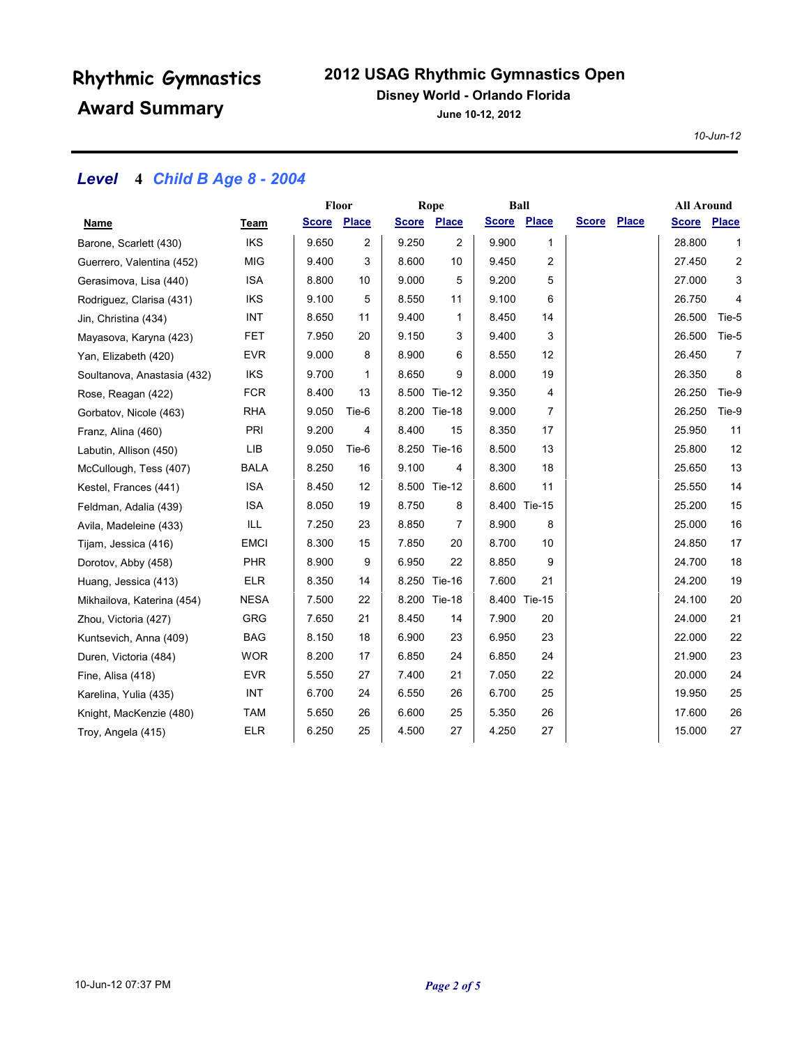# Rhythmic Gymnastics Award Summary

## 2012 USAG Rhythmic Gymnastics Open

**Disney World - Orlando Florida**

**June 10-12, 2012**

*10-Jun-12*

### *Level* 4 *Child B Age 8 - 2004*

| Name | Team | Floor | | Rope | | Ball | | | | All Around | |
|---|---|---|---|---|---|---|---|---|---|---|---|
| | | Score | Place | Score | Place | Score | Place | Score | Place | Score | Place |
| Barone, Scarlett (430) | IKS | 9.650 | 2 | 9.250 | 2 | 9.900 | 1 | | | 28.800 | 1 |
| Guerrero, Valentina (452) | MIG | 9.400 | 3 | 8.600 | 10 | 9.450 | 2 | | | 27.450 | 2 |
| Gerasimova, Lisa (440) | ISA | 8.800 | 10 | 9.000 | 5 | 9.200 | 5 | | | 27.000 | 3 |
| Rodriguez, Clarisa (431) | IKS | 9.100 | 5 | 8.550 | 11 | 9.100 | 6 | | | 26.750 | 4 |
| Jin, Christina (434) | INT | 8.650 | 11 | 9.400 | 1 | 8.450 | 14 | | | 26.500 | Tie-5 |
| Mayasova, Karyna (423) | FET | 7.950 | 20 | 9.150 | 3 | 9.400 | 3 | | | 26.500 | Tie-5 |
| Yan, Elizabeth (420) | EVR | 9.000 | 8 | 8.900 | 6 | 8.550 | 12 | | | 26.450 | 7 |
| Soultanova, Anastasia (432) | IKS | 9.700 | 1 | 8.650 | 9 | 8.000 | 19 | | | 26.350 | 8 |
| Rose, Reagan (422) | FCR | 8.400 | 13 | 8.500 | Tie-12 | 9.350 | 4 | | | 26.250 | Tie-9 |
| Gorbatov, Nicole (463) | RHA | 9.050 | Tie-6 | 8.200 | Tie-18 | 9.000 | 7 | | | 26.250 | Tie-9 |
| Franz, Alina (460) | PRI | 9.200 | 4 | 8.400 | 15 | 8.350 | 17 | | | 25.950 | 11 |
| Labutin, Allison (450) | LIB | 9.050 | Tie-6 | 8.250 | Tie-16 | 8.500 | 13 | | | 25.800 | 12 |
| McCullough, Tess (407) | BALA | 8.250 | 16 | 9.100 | 4 | 8.300 | 18 | | | 25.650 | 13 |
| Kestel, Frances (441) | ISA | 8.450 | 12 | 8.500 | Tie-12 | 8.600 | 11 | | | 25.550 | 14 |
| Feldman, Adalia (439) | ISA | 8.050 | 19 | 8.750 | 8 | 8.400 | Tie-15 | | | 25.200 | 15 |
| Avila, Madeleine (433) | ILL | 7.250 | 23 | 8.850 | 7 | 8.900 | 8 | | | 25.000 | 16 |
| Tijam, Jessica (416) | EMCI | 8.300 | 15 | 7.850 | 20 | 8.700 | 10 | | | 24.850 | 17 |
| Dorotov, Abby (458) | PHR | 8.900 | 9 | 6.950 | 22 | 8.850 | 9 | | | 24.700 | 18 |
| Huang, Jessica (413) | ELR | 8.350 | 14 | 8.250 | Tie-16 | 7.600 | 21 | | | 24.200 | 19 |
| Mikhailova, Katerina (454) | NESA | 7.500 | 22 | 8.200 | Tie-18 | 8.400 | Tie-15 | | | 24.100 | 20 |
| Zhou, Victoria (427) | GRG | 7.650 | 21 | 8.450 | 14 | 7.900 | 20 | | | 24.000 | 21 |
| Kuntsevich, Anna (409) | BAG | 8.150 | 18 | 6.900 | 23 | 6.950 | 23 | | | 22.000 | 22 |
| Duren, Victoria (484) | WOR | 8.200 | 17 | 6.850 | 24 | 6.850 | 24 | | | 21.900 | 23 |
| Fine, Alisa (418) | EVR | 5.550 | 27 | 7.400 | 21 | 7.050 | 22 | | | 20.000 | 24 |
| Karelina, Yulia (435) | INT | 6.700 | 24 | 6.550 | 26 | 6.700 | 25 | | | 19.950 | 25 |
| Knight, MacKenzie (480) | TAM | 5.650 | 26 | 6.600 | 25 | 5.350 | 26 | | | 17.600 | 26 |
| Troy, Angela (415) | ELR | 6.250 | 25 | 4.500 | 27 | 4.250 | 27 | | | 15.000 | 27 |

10-Jun-12 07:37 PM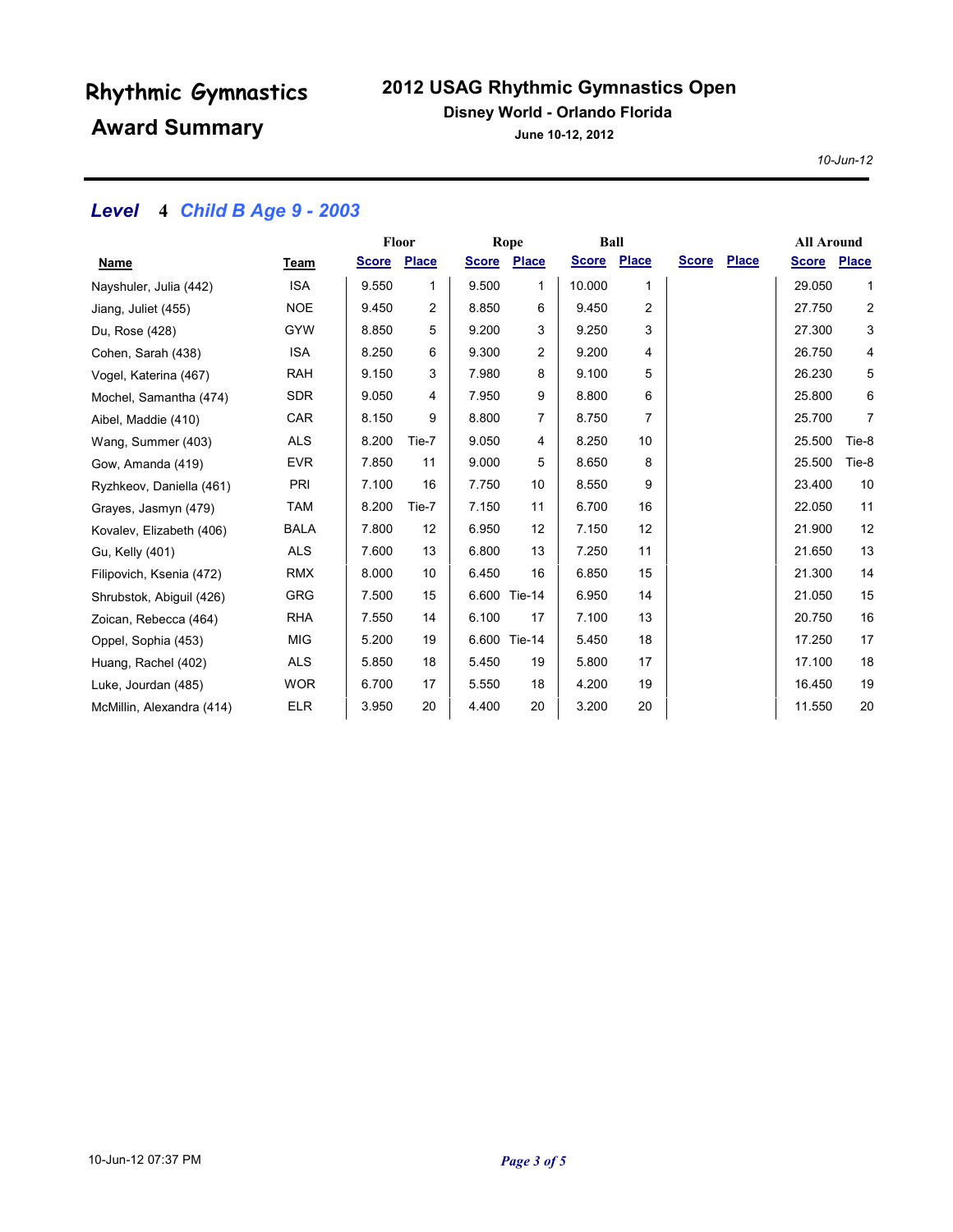# Rhythmic Gymnastics Award Summary

## 2012 USAG Rhythmic Gymnastics Open

**Disney World - Orlando Florida**

**June 10-12, 2012**

*10-Jun-12*

### *Level* 4 *Child B Age 9 - 2003*

| | | Floor | | Rope | | Ball | | | | All Around | |
|---|---|---|---|---|---|---|---|---|---|---|---|
| **Name** | **Team** | **Score** | **Place** | **Score** | **Place** | **Score** | **Place** | **Score** | **Place** | **Score** | **Place** |
| Nayshuler, Julia (442) | ISA | 9.550 | 1 | 9.500 | 1 | 10.000 | 1 | | | 29.050 | 1 |
| Jiang, Juliet (455) | NOE | 9.450 | 2 | 8.850 | 6 | 9.450 | 2 | | | 27.750 | 2 |
| Du, Rose (428) | GYW | 8.850 | 5 | 9.200 | 3 | 9.250 | 3 | | | 27.300 | 3 |
| Cohen, Sarah (438) | ISA | 8.250 | 6 | 9.300 | 2 | 9.200 | 4 | | | 26.750 | 4 |
| Vogel, Katerina (467) | RAH | 9.150 | 3 | 7.980 | 8 | 9.100 | 5 | | | 26.230 | 5 |
| Mochel, Samantha (474) | SDR | 9.050 | 4 | 7.950 | 9 | 8.800 | 6 | | | 25.800 | 6 |
| Aibel, Maddie (410) | CAR | 8.150 | 9 | 8.800 | 7 | 8.750 | 7 | | | 25.700 | 7 |
| Wang, Summer (403) | ALS | 8.200 | Tie-7 | 9.050 | 4 | 8.250 | 10 | | | 25.500 | Tie-8 |
| Gow, Amanda (419) | EVR | 7.850 | 11 | 9.000 | 5 | 8.650 | 8 | | | 25.500 | Tie-8 |
| Ryzhkeov, Daniella (461) | PRI | 7.100 | 16 | 7.750 | 10 | 8.550 | 9 | | | 23.400 | 10 |
| Grayes, Jasmyn (479) | TAM | 8.200 | Tie-7 | 7.150 | 11 | 6.700 | 16 | | | 22.050 | 11 |
| Kovalev, Elizabeth (406) | BALA | 7.800 | 12 | 6.950 | 12 | 7.150 | 12 | | | 21.900 | 12 |
| Gu, Kelly (401) | ALS | 7.600 | 13 | 6.800 | 13 | 7.250 | 11 | | | 21.650 | 13 |
| Filipovich, Ksenia (472) | RMX | 8.000 | 10 | 6.450 | 16 | 6.850 | 15 | | | 21.300 | 14 |
| Shrubstok, Abiguil (426) | GRG | 7.500 | 15 | 6.600 | Tie-14 | 6.950 | 14 | | | 21.050 | 15 |
| Zoican, Rebecca (464) | RHA | 7.550 | 14 | 6.100 | 17 | 7.100 | 13 | | | 20.750 | 16 |
| Oppel, Sophia (453) | MIG | 5.200 | 19 | 6.600 | Tie-14 | 5.450 | 18 | | | 17.250 | 17 |
| Huang, Rachel (402) | ALS | 5.850 | 18 | 5.450 | 19 | 5.800 | 17 | | | 17.100 | 18 |
| Luke, Jourdan (485) | WOR | 6.700 | 17 | 5.550 | 18 | 4.200 | 19 | | | 16.450 | 19 |
| McMillin, Alexandra (414) | ELR | 3.950 | 20 | 4.400 | 20 | 3.200 | 20 | | | 11.550 | 20 |

10-Jun-12 07:37 PM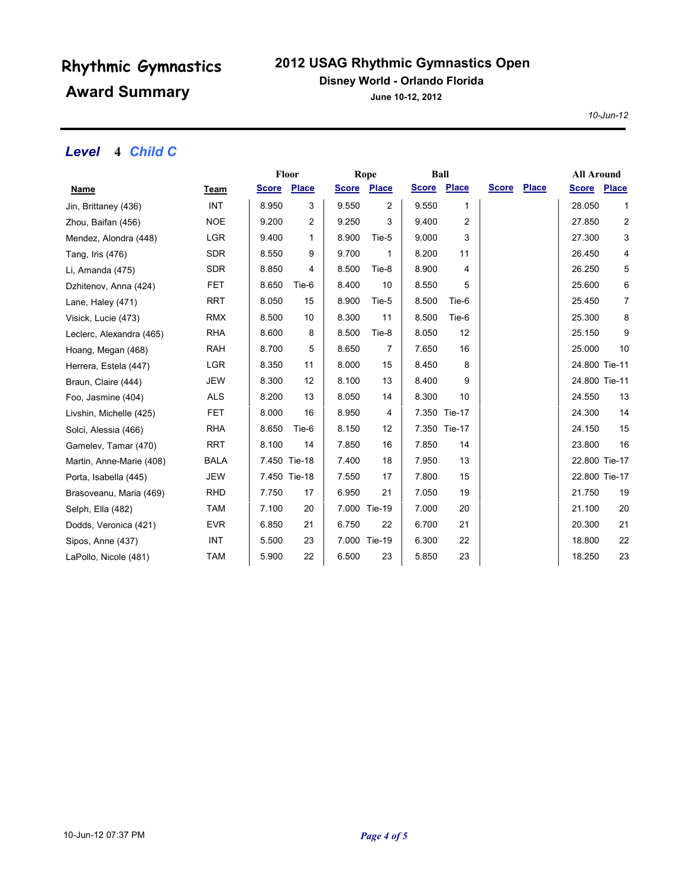# Rhythmic Gymnastics Award Summary

## 2012 USAG Rhythmic Gymnastics Open

### Disney World - Orlando Florida

**June 10-12, 2012**

*10-Jun-12*

## *Level* 4 *Child C*

| | | Floor | | Rope | | Ball | | | | All Around | |
|---|---|---|---|---|---|---|---|---|---|---|---|
| **Name** | **Team** | **Score** | **Place** | **Score** | **Place** | **Score** | **Place** | **Score** | **Place** | **Score** | **Place** |
| Jin, Brittaney (436) | INT | 8.950 | 3 | 9.550 | 2 | 9.550 | 1 | | | 28.050 | 1 |
| Zhou, Baifan (456) | NOE | 9.200 | 2 | 9.250 | 3 | 9.400 | 2 | | | 27.850 | 2 |
| Mendez, Alondra (448) | LGR | 9.400 | 1 | 8.900 | Tie-5 | 9.000 | 3 | | | 27.300 | 3 |
| Tang, Iris (476) | SDR | 8.550 | 9 | 9.700 | 1 | 8.200 | 11 | | | 26.450 | 4 |
| Li, Amanda (475) | SDR | 8.850 | 4 | 8.500 | Tie-8 | 8.900 | 4 | | | 26.250 | 5 |
| Dzhitenov, Anna (424) | FET | 8.650 | Tie-6 | 8.400 | 10 | 8.550 | 5 | | | 25.600 | 6 |
| Lane, Haley (471) | RRT | 8.050 | 15 | 8.900 | Tie-5 | 8.500 | Tie-6 | | | 25.450 | 7 |
| Visick, Lucie (473) | RMX | 8.500 | 10 | 8.300 | 11 | 8.500 | Tie-6 | | | 25.300 | 8 |
| Leclerc, Alexandra (465) | RHA | 8.600 | 8 | 8.500 | Tie-8 | 8.050 | 12 | | | 25.150 | 9 |
| Hoang, Megan (468) | RAH | 8.700 | 5 | 8.650 | 7 | 7.650 | 16 | | | 25.000 | 10 |
| Herrera, Estela (447) | LGR | 8.350 | 11 | 8.000 | 15 | 8.450 | 8 | | | 24.800 | Tie-11 |
| Braun, Claire (444) | JEW | 8.300 | 12 | 8.100 | 13 | 8.400 | 9 | | | 24.800 | Tie-11 |
| Foo, Jasmine (404) | ALS | 8.200 | 13 | 8.050 | 14 | 8.300 | 10 | | | 24.550 | 13 |
| Livshin, Michelle (425) | FET | 8.000 | 16 | 8.950 | 4 | 7.350 | Tie-17 | | | 24.300 | 14 |
| Solci, Alessia (466) | RHA | 8.650 | Tie-6 | 8.150 | 12 | 7.350 | Tie-17 | | | 24.150 | 15 |
| Gamelev, Tamar (470) | RRT | 8.100 | 14 | 7.850 | 16 | 7.850 | 14 | | | 23.800 | 16 |
| Martin, Anne-Marie (408) | BALA | 7.450 | Tie-18 | 7.400 | 18 | 7.950 | 13 | | | 22.800 | Tie-17 |
| Porta, Isabella (445) | JEW | 7.450 | Tie-18 | 7.550 | 17 | 7.800 | 15 | | | 22.800 | Tie-17 |
| Brasoveanu, Maria (469) | RHD | 7.750 | 17 | 6.950 | 21 | 7.050 | 19 | | | 21.750 | 19 |
| Selph, Ella (482) | TAM | 7.100 | 20 | 7.000 | Tie-19 | 7.000 | 20 | | | 21.100 | 20 |
| Dodds, Veronica (421) | EVR | 6.850 | 21 | 6.750 | 22 | 6.700 | 21 | | | 20.300 | 21 |
| Sipos, Anne (437) | INT | 5.500 | 23 | 7.000 | Tie-19 | 6.300 | 22 | | | 18.800 | 22 |
| LaPollo, Nicole (481) | TAM | 5.900 | 22 | 6.500 | 23 | 5.850 | 23 | | | 18.250 | 23 |

10-Jun-12 07:37 PM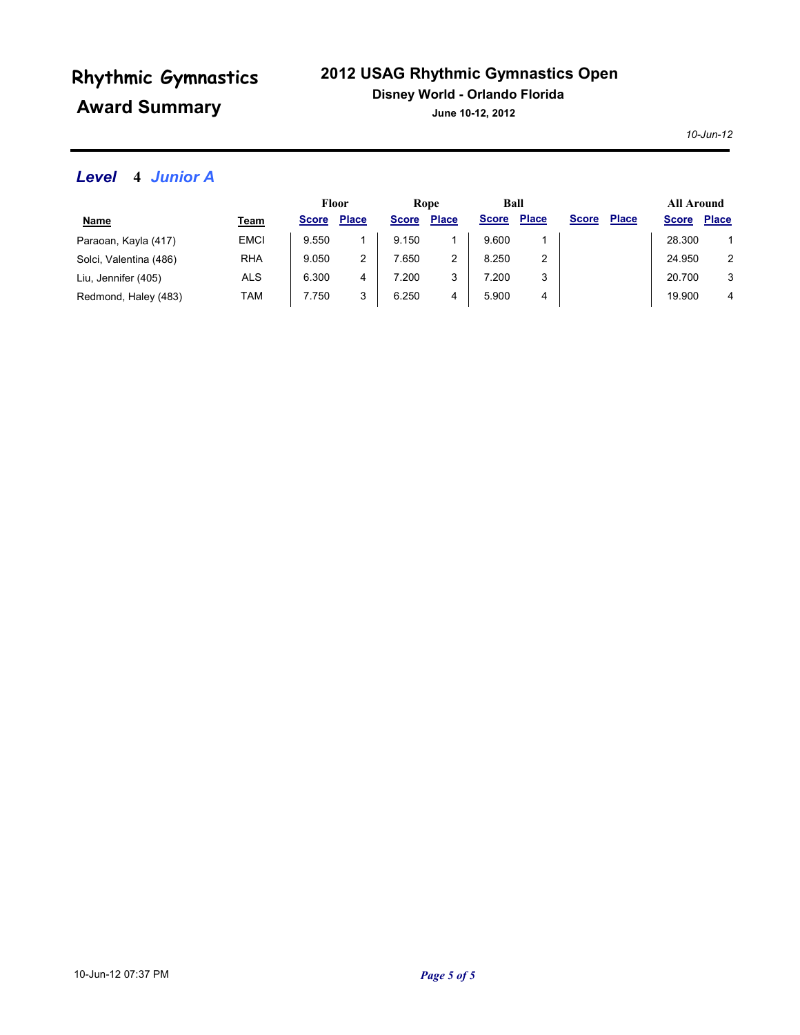# Rhythmic Gymnastics Award Summary

## 2012 USAG Rhythmic Gymnastics Open

**Disney World - Orlando Florida**

**June 10-12, 2012**

*10-Jun-12*

### *Level 4 Junior A*

| | | Floor | | Rope | | Ball | | | | All Around | |
|---|---|---|---|---|---|---|---|---|---|---|---|
| **Name** | **Team** | **Score** | **Place** | **Score** | **Place** | **Score** | **Place** | **Score** | **Place** | **Score** | **Place** |
| Paraoan, Kayla (417) | EMCI | 9.550 | 1 | 9.150 | 1 | 9.600 | 1 | | | 28.300 | 1 |
| Solci, Valentina (486) | RHA | 9.050 | 2 | 7.650 | 2 | 8.250 | 2 | | | 24.950 | 2 |
| Liu, Jennifer (405) | ALS | 6.300 | 4 | 7.200 | 3 | 7.200 | 3 | | | 20.700 | 3 |
| Redmond, Haley (483) | TAM | 7.750 | 3 | 6.250 | 4 | 5.900 | 4 | | | 19.900 | 4 |

10-Jun-12 07:37 PM